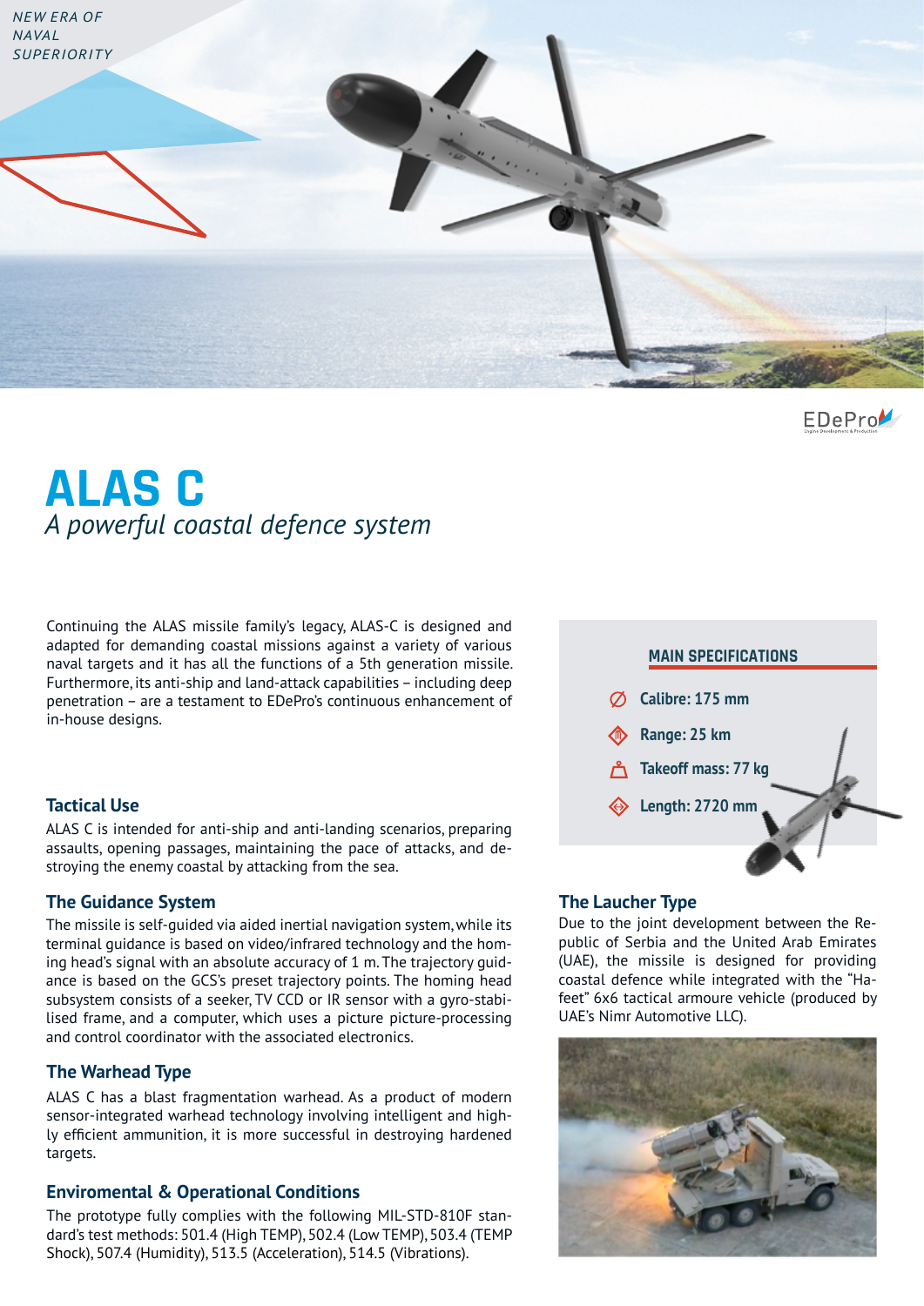NEW ERA OF NAVAL SUPERIORITY

# ALAS C

*A powerful coastal defence system*

Continuing the ALAS missile family's legacy, ALAS-C is designed and adapted for demanding coastal missions against a variety of various naval targets and it has all the functions of a 5th generation missile. Furthermore, its anti-ship and land-attack capabilities – including deep penetration – are a testament to EDePro's continuous enhancement of in-house designs.

## Tactical Use

ALAS C is intended for anti-ship and anti-landing scenarios, preparing assaults, opening passages, maintaining the pace of attacks, and destroying the enemy coastal by attacking from the sea.

## The Guidance System

The missile is self-guided via aided inertial navigation system, while its terminal guidance is based on video/infrared technology and the homing head's signal with an absolute accuracy of 1 m. The trajectory guidance is based on the GCS's preset trajectory points. The homing head subsystem consists of a seeker, TV CCD or IR sensor with a gyro-stabilised frame, and a computer, which uses a picture picture-processing and control coordinator with the associated electronics.

## The Warhead Type

ALAS C has a blast fragmentation warhead. As a product of modern sensor-integrated warhead technology involving intelligent and highly efficient ammunition, it is more successful in destroying hardened targets.

## Enviromental & Operational Conditions

The prototype fully complies with the following MIL-STD-810F standard's test methods: 501.4 (High TEMP), 502.4 (Low TEMP), 503.4 (TEMP Shock), 507.4 (Humidity), 513.5 (Acceleration), 514.5 (Vibrations).

## MAIN SPECIFICATIONS

- **Calibre: 175 mm**
- **Range: 25 km**
- **Takeoff mass: 77 kg**
- **Length: 2720 mm**

## The Laucher Type

Due to the joint development between the Republic of Serbia and the United Arab Emirates (UAE), the missile is designed for providing coastal defence while integrated with the "Hafeet" 6x6 tactical armoure vehicle (produced by UAE's Nimr Automotive LLC).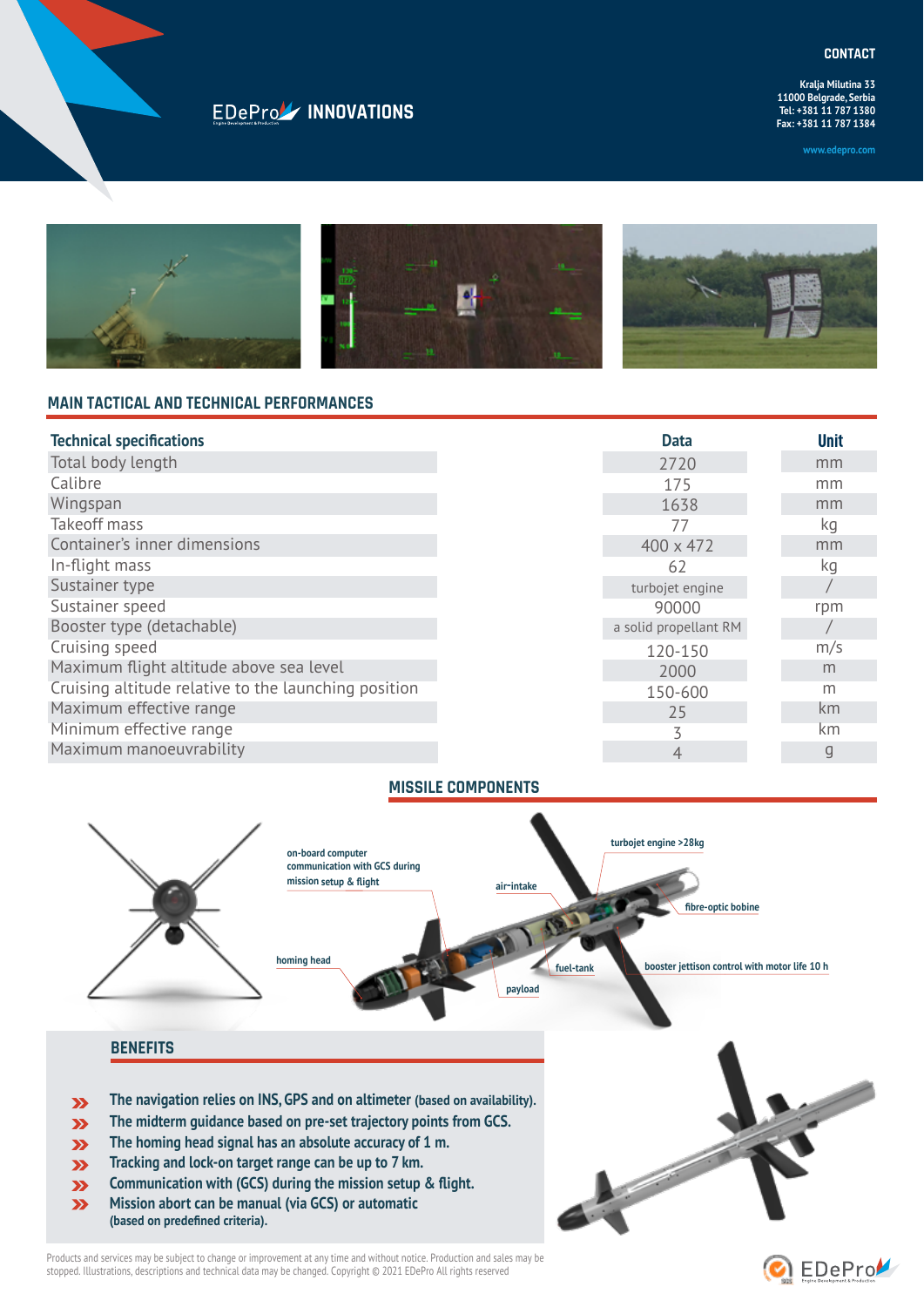EDePro INNOVATIONS

**CONTACT**

Kralja Milutina 33
11000 Belgrade, Serbia
Tel: +381 11 787 1380
Fax: +381 11 787 1384

www.edepro.com

## MAIN TACTICAL AND TECHNICAL PERFORMANCES

| Technical specifications | Data | Unit |
|---|---|---|
| Total body length | 2720 | mm |
| Calibre | 175 | mm |
| Wingspan | 1638 | mm |
| Takeoff mass | 77 | kg |
| Container's inner dimensions | 400 x 472 | mm |
| In-flight mass | 62 | kg |
| Sustainer type | turbojet engine | / |
| Sustainer speed | 90000 | rpm |
| Booster type (detachable) | a solid propellant RM | / |
| Cruising speed | 120-150 | m/s |
| Maximum flight altitude above sea level | 2000 | m |
| Cruising altitude relative to the launching position | 150-600 | m |
| Maximum effective range | 25 | km |
| Minimum effective range | 3 | km |
| Maximum manoeuvrability | 4 | g |

## MISSILE COMPONENTS

on-board computer communication with GCS during mission setup & flight

air-intake

turbojet engine >28kg

fibre-optic bobine

homing head

fuel-tank

payload

booster jettison control with motor life 10 h

## BENEFITS

- The navigation relies on INS, GPS and on altimeter (based on availability).
- The midterm guidance based on pre-set trajectory points from GCS.
- The homing head signal has an absolute accuracy of 1 m.
- Tracking and lock-on target range can be up to 7 km.
- Communication with (GCS) during the mission setup & flight.
- Mission abort can be manual (via GCS) or automatic (based on predefined criteria).

Products and services may be subject to change or improvement at any time and without notice. Production and sales may be stopped. Illustrations, descriptions and technical data may be changed. Copyright © 2021 EDePro All rights reserved